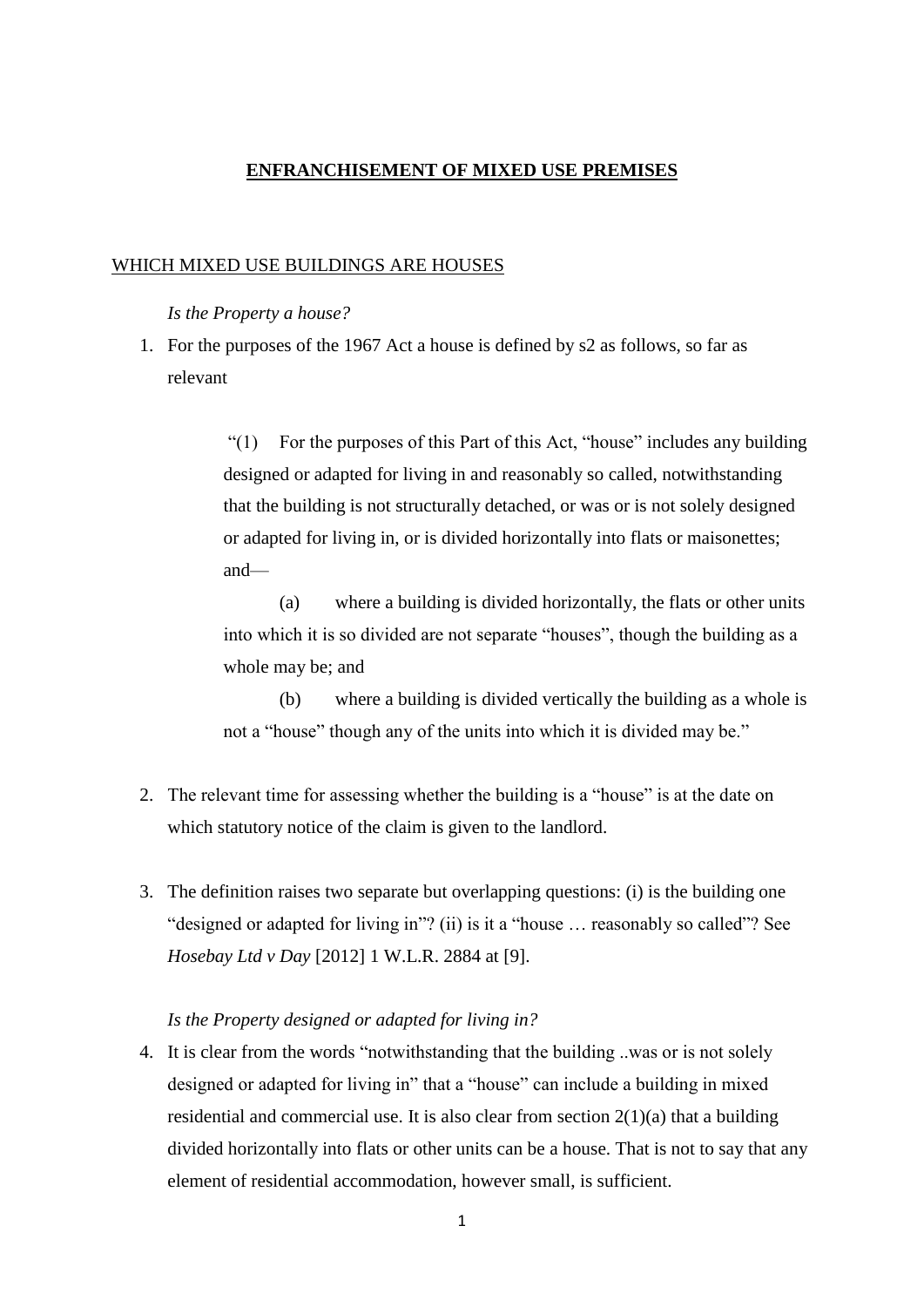# ENFRANCHISEMENT OF MIXED USE PREMISES

## WHICH MIXED USE BUILDINGS ARE HOUSES

*Is the Property a house?*

1. For the purposes of the 1967 Act a house is defined by s2 as follows, so far as relevant

> "(1) For the purposes of this Part of this Act, "house" includes any building designed or adapted for living in and reasonably so called, notwithstanding that the building is not structurally detached, or was or is not solely designed or adapted for living in, or is divided horizontally into flats or maisonettes; and—
>
> (a) where a building is divided horizontally, the flats or other units into which it is so divided are not separate "houses", though the building as a whole may be; and
>
> (b) where a building is divided vertically the building as a whole is not a "house" though any of the units into which it is divided may be."

2. The relevant time for assessing whether the building is a "house" is at the date on which statutory notice of the claim is given to the landlord.

3. The definition raises two separate but overlapping questions: (i) is the building one "designed or adapted for living in"? (ii) is it a "house … reasonably so called"? See *Hosebay Ltd v Day* [2012] 1 W.L.R. 2884 at [9].

*Is the Property designed or adapted for living in?*

4. It is clear from the words "notwithstanding that the building ..was or is not solely designed or adapted for living in" that a "house" can include a building in mixed residential and commercial use. It is also clear from section 2(1)(a) that a building divided horizontally into flats or other units can be a house. That is not to say that any element of residential accommodation, however small, is sufficient.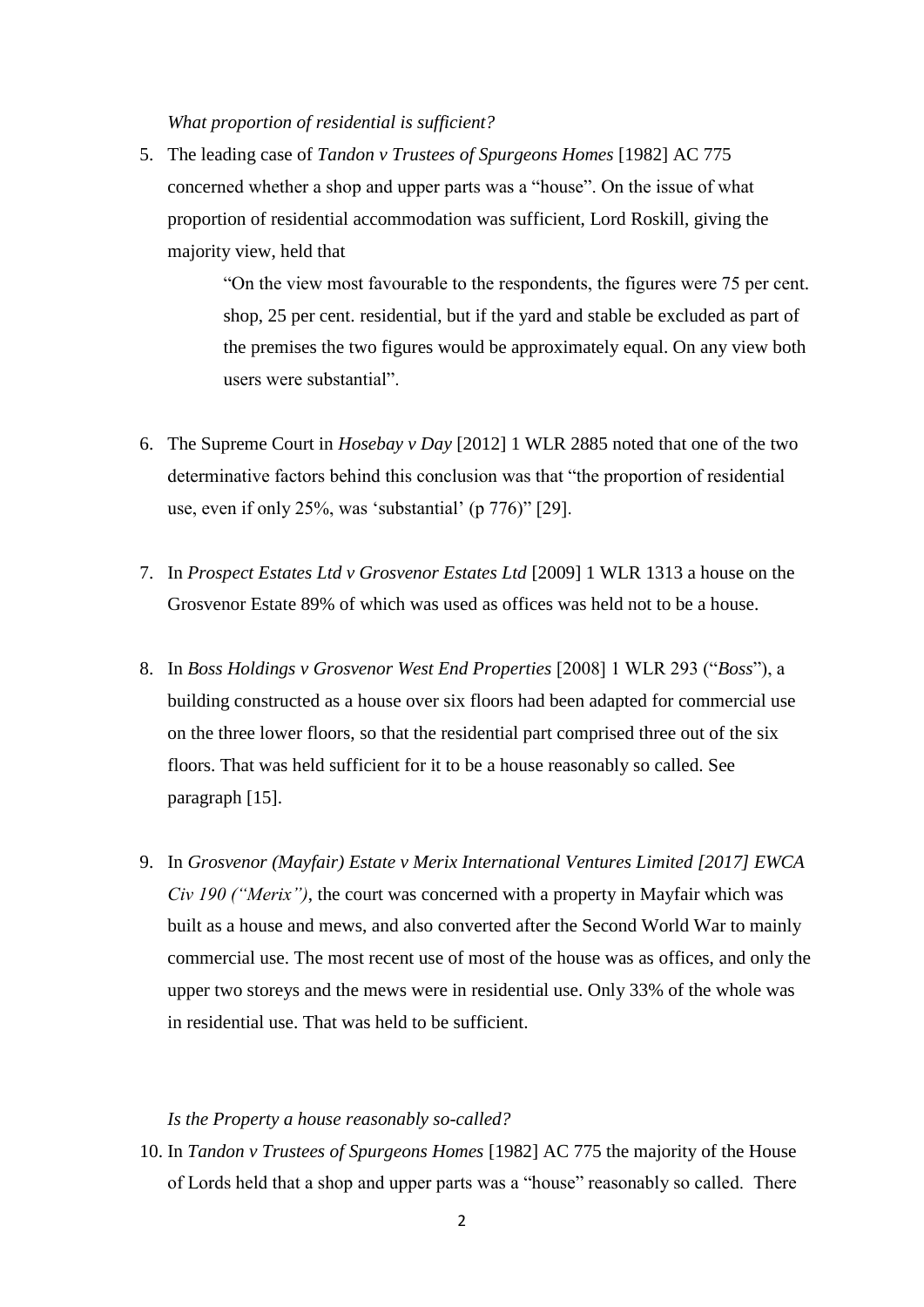*What proportion of residential is sufficient?*

5. The leading case of *Tandon v Trustees of Spurgeons Homes* [1982] AC 775 concerned whether a shop and upper parts was a "house". On the issue of what proportion of residential accommodation was sufficient, Lord Roskill, giving the majority view, held that

   > "On the view most favourable to the respondents, the figures were 75 per cent. shop, 25 per cent. residential, but if the yard and stable be excluded as part of the premises the two figures would be approximately equal. On any view both users were substantial".

6. The Supreme Court in *Hosebay v Day* [2012] 1 WLR 2885 noted that one of the two determinative factors behind this conclusion was that "the proportion of residential use, even if only 25%, was 'substantial' (p 776)" [29].

7. In *Prospect Estates Ltd v Grosvenor Estates Ltd* [2009] 1 WLR 1313 a house on the Grosvenor Estate 89% of which was used as offices was held not to be a house.

8. In *Boss Holdings v Grosvenor West End Properties* [2008] 1 WLR 293 ("*Boss*"), a building constructed as a house over six floors had been adapted for commercial use on the three lower floors, so that the residential part comprised three out of the six floors. That was held sufficient for it to be a house reasonably so called. See paragraph [15].

9. In *Grosvenor (Mayfair) Estate v Merix International Ventures Limited [2017] EWCA Civ 190 ("Merix")*, the court was concerned with a property in Mayfair which was built as a house and mews, and also converted after the Second World War to mainly commercial use. The most recent use of most of the house was as offices, and only the upper two storeys and the mews were in residential use. Only 33% of the whole was in residential use. That was held to be sufficient.

*Is the Property a house reasonably so-called?*

10. In *Tandon v Trustees of Spurgeons Homes* [1982] AC 775 the majority of the House of Lords held that a shop and upper parts was a "house" reasonably so called. There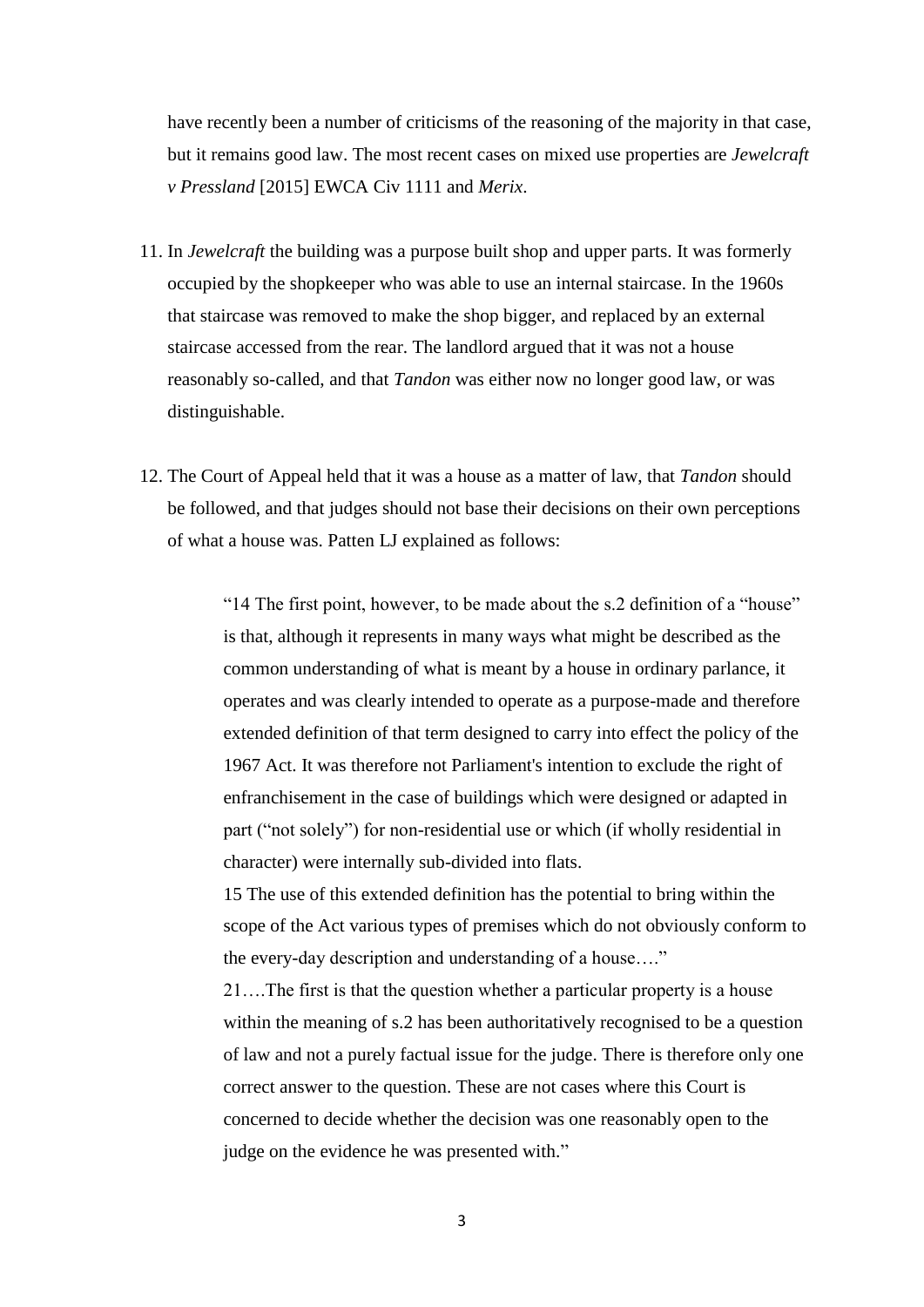have recently been a number of criticisms of the reasoning of the majority in that case, but it remains good law. The most recent cases on mixed use properties are *Jewelcraft v Pressland* [2015] EWCA Civ 1111 and *Merix*.

11. In *Jewelcraft* the building was a purpose built shop and upper parts. It was formerly occupied by the shopkeeper who was able to use an internal staircase. In the 1960s that staircase was removed to make the shop bigger, and replaced by an external staircase accessed from the rear. The landlord argued that it was not a house reasonably so-called, and that *Tandon* was either now no longer good law, or was distinguishable.

12. The Court of Appeal held that it was a house as a matter of law, that *Tandon* should be followed, and that judges should not base their decisions on their own perceptions of what a house was. Patten LJ explained as follows:

> "14 The first point, however, to be made about the s.2 definition of a "house" is that, although it represents in many ways what might be described as the common understanding of what is meant by a house in ordinary parlance, it operates and was clearly intended to operate as a purpose-made and therefore extended definition of that term designed to carry into effect the policy of the 1967 Act. It was therefore not Parliament's intention to exclude the right of enfranchisement in the case of buildings which were designed or adapted in part ("not solely") for non-residential use or which (if wholly residential in character) were internally sub-divided into flats.
>
> 15 The use of this extended definition has the potential to bring within the scope of the Act various types of premises which do not obviously conform to the every-day description and understanding of a house…."
>
> 21….The first is that the question whether a particular property is a house within the meaning of s.2 has been authoritatively recognised to be a question of law and not a purely factual issue for the judge. There is therefore only one correct answer to the question. These are not cases where this Court is concerned to decide whether the decision was one reasonably open to the judge on the evidence he was presented with."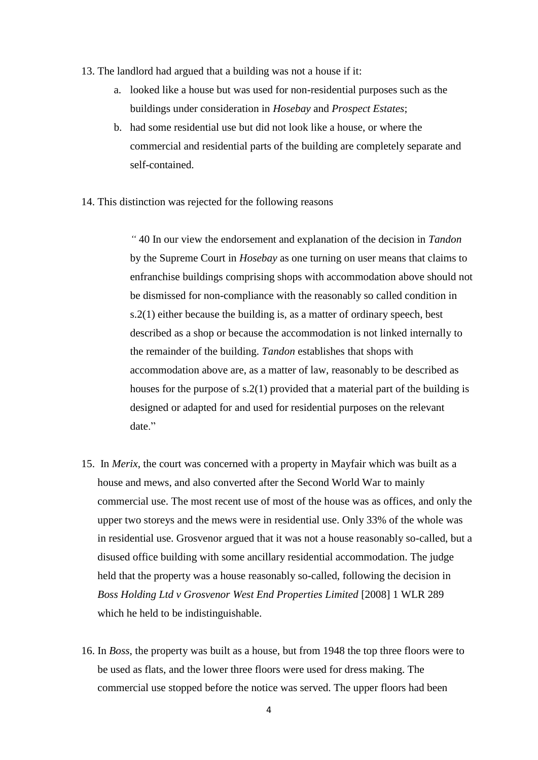13. The landlord had argued that a building was not a house if it:

    a. looked like a house but was used for non-residential purposes such as the buildings under consideration in *Hosebay* and *Prospect Estates*;

    b. had some residential use but did not look like a house, or where the commercial and residential parts of the building are completely separate and self-contained.

14. This distinction was rejected for the following reasons

> *"* 40 In our view the endorsement and explanation of the decision in *Tandon* by the Supreme Court in *Hosebay* as one turning on user means that claims to enfranchise buildings comprising shops with accommodation above should not be dismissed for non-compliance with the reasonably so called condition in s.2(1) either because the building is, as a matter of ordinary speech, best described as a shop or because the accommodation is not linked internally to the remainder of the building. *Tandon* establishes that shops with accommodation above are, as a matter of law, reasonably to be described as houses for the purpose of s.2(1) provided that a material part of the building is designed or adapted for and used for residential purposes on the relevant date."

15. In *Merix*, the court was concerned with a property in Mayfair which was built as a house and mews, and also converted after the Second World War to mainly commercial use. The most recent use of most of the house was as offices, and only the upper two storeys and the mews were in residential use. Only 33% of the whole was in residential use. Grosvenor argued that it was not a house reasonably so-called, but a disused office building with some ancillary residential accommodation. The judge held that the property was a house reasonably so-called, following the decision in *Boss Holding Ltd v Grosvenor West End Properties Limited* [2008] 1 WLR 289 which he held to be indistinguishable.

16. In *Boss*, the property was built as a house, but from 1948 the top three floors were to be used as flats, and the lower three floors were used for dress making. The commercial use stopped before the notice was served. The upper floors had been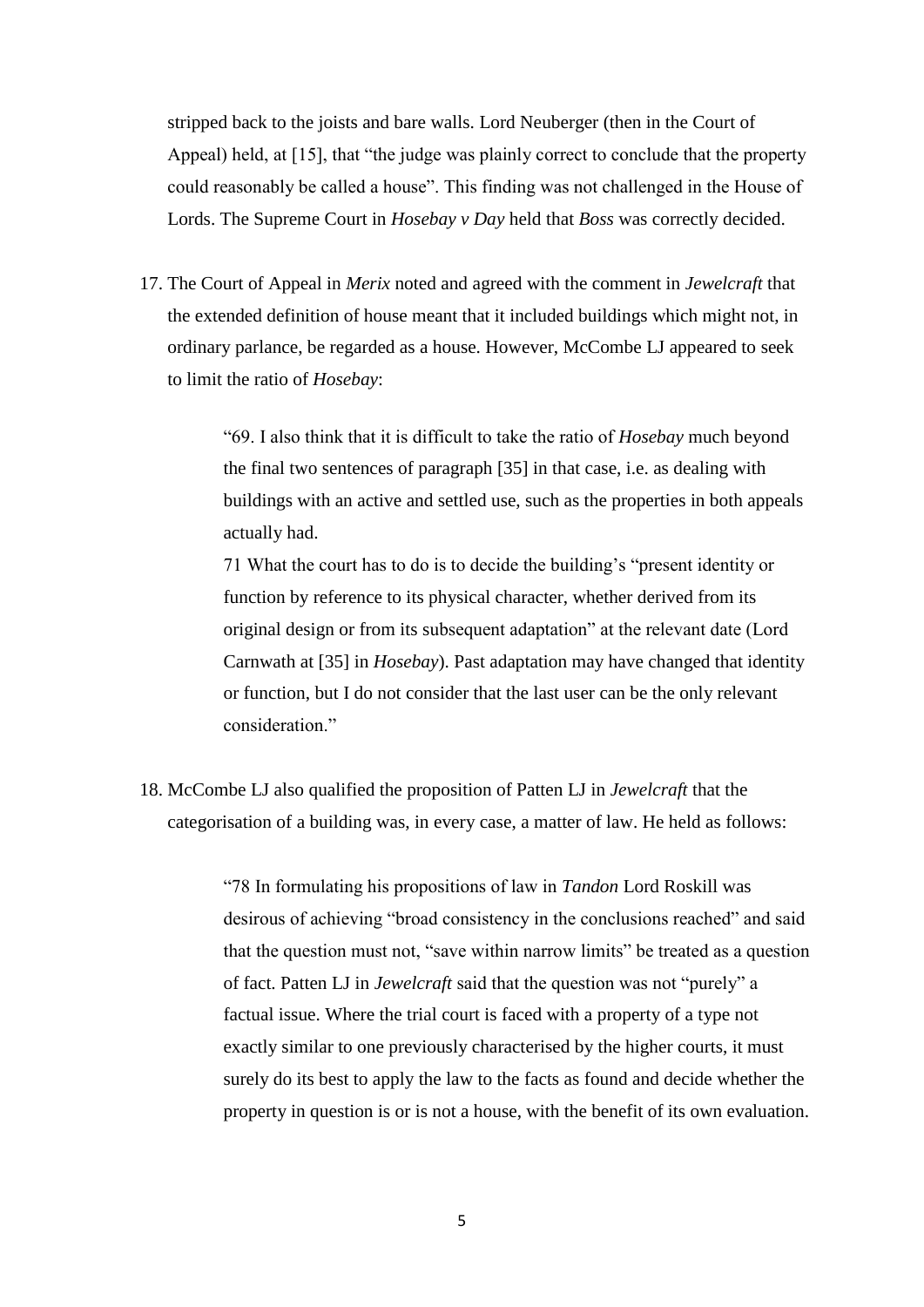stripped back to the joists and bare walls. Lord Neuberger (then in the Court of Appeal) held, at [15], that "the judge was plainly correct to conclude that the property could reasonably be called a house". This finding was not challenged in the House of Lords. The Supreme Court in *Hosebay v Day* held that *Boss* was correctly decided.

17. The Court of Appeal in *Merix* noted and agreed with the comment in *Jewelcraft* that the extended definition of house meant that it included buildings which might not, in ordinary parlance, be regarded as a house. However, McCombe LJ appeared to seek to limit the ratio of *Hosebay*:

> "69. I also think that it is difficult to take the ratio of *Hosebay* much beyond the final two sentences of paragraph [35] in that case, i.e. as dealing with buildings with an active and settled use, such as the properties in both appeals actually had.
>
> 71 What the court has to do is to decide the building's "present identity or function by reference to its physical character, whether derived from its original design or from its subsequent adaptation" at the relevant date (Lord Carnwath at [35] in *Hosebay*). Past adaptation may have changed that identity or function, but I do not consider that the last user can be the only relevant consideration."

18. McCombe LJ also qualified the proposition of Patten LJ in *Jewelcraft* that the categorisation of a building was, in every case, a matter of law. He held as follows:

> "78 In formulating his propositions of law in *Tandon* Lord Roskill was desirous of achieving "broad consistency in the conclusions reached" and said that the question must not, "save within narrow limits" be treated as a question of fact. Patten LJ in *Jewelcraft* said that the question was not "purely" a factual issue. Where the trial court is faced with a property of a type not exactly similar to one previously characterised by the higher courts, it must surely do its best to apply the law to the facts as found and decide whether the property in question is or is not a house, with the benefit of its own evaluation.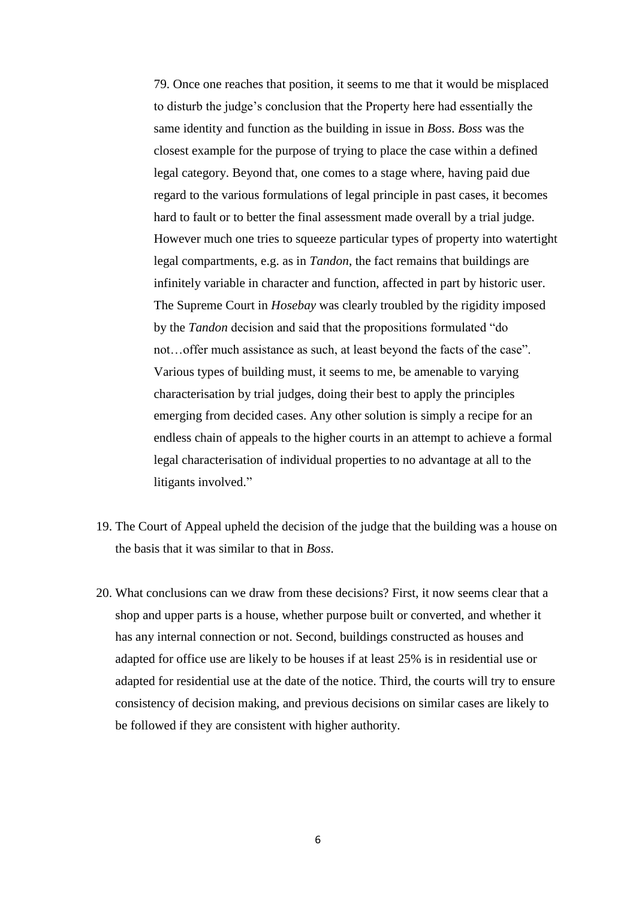> 79. Once one reaches that position, it seems to me that it would be misplaced to disturb the judge's conclusion that the Property here had essentially the same identity and function as the building in issue in *Boss*. *Boss* was the closest example for the purpose of trying to place the case within a defined legal category. Beyond that, one comes to a stage where, having paid due regard to the various formulations of legal principle in past cases, it becomes hard to fault or to better the final assessment made overall by a trial judge. However much one tries to squeeze particular types of property into watertight legal compartments, e.g. as in *Tandon*, the fact remains that buildings are infinitely variable in character and function, affected in part by historic user. The Supreme Court in *Hosebay* was clearly troubled by the rigidity imposed by the *Tandon* decision and said that the propositions formulated "do not…offer much assistance as such, at least beyond the facts of the case". Various types of building must, it seems to me, be amenable to varying characterisation by trial judges, doing their best to apply the principles emerging from decided cases. Any other solution is simply a recipe for an endless chain of appeals to the higher courts in an attempt to achieve a formal legal characterisation of individual properties to no advantage at all to the litigants involved."

19. The Court of Appeal upheld the decision of the judge that the building was a house on the basis that it was similar to that in *Boss*.

20. What conclusions can we draw from these decisions? First, it now seems clear that a shop and upper parts is a house, whether purpose built or converted, and whether it has any internal connection or not. Second, buildings constructed as houses and adapted for office use are likely to be houses if at least 25% is in residential use or adapted for residential use at the date of the notice. Third, the courts will try to ensure consistency of decision making, and previous decisions on similar cases are likely to be followed if they are consistent with higher authority.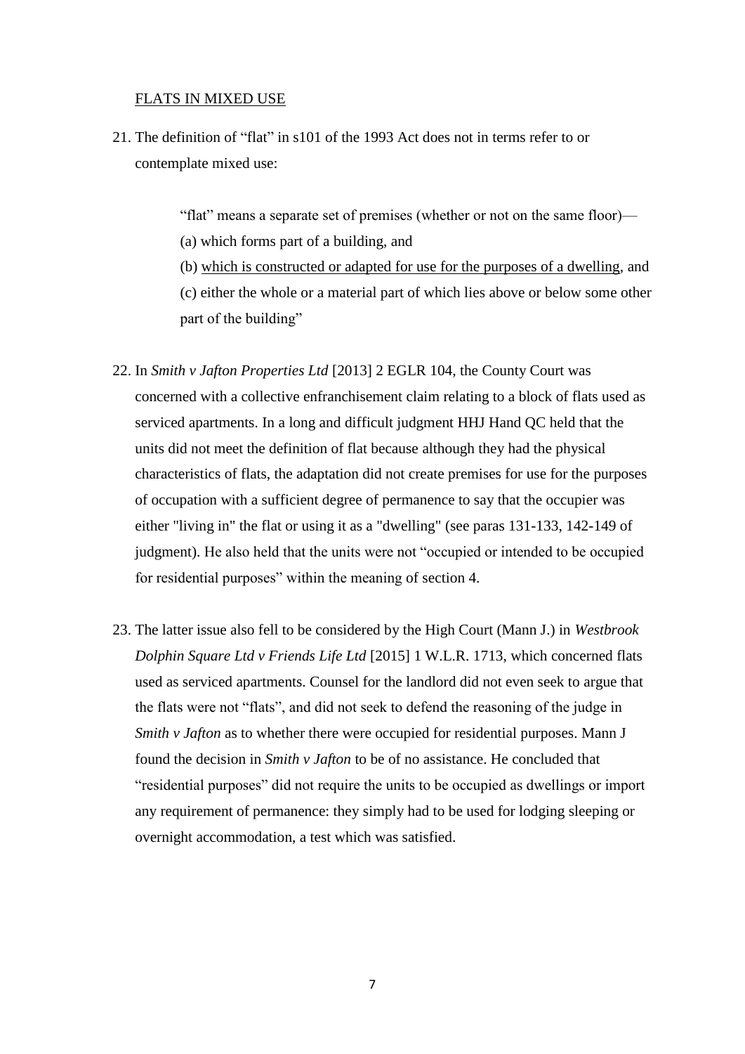<u>FLATS IN MIXED USE</u>

21. The definition of "flat" in s101 of the 1993 Act does not in terms refer to or contemplate mixed use:

    > "flat" means a separate set of premises (whether or not on the same floor)—
    > (a) which forms part of a building, and
    > (b) <u>which is constructed or adapted for use for the purposes of a dwelling</u>, and
    > (c) either the whole or a material part of which lies above or below some other part of the building"

22. In *Smith v Jafton Properties Ltd* [2013] 2 EGLR 104, the County Court was concerned with a collective enfranchisement claim relating to a block of flats used as serviced apartments. In a long and difficult judgment HHJ Hand QC held that the units did not meet the definition of flat because although they had the physical characteristics of flats, the adaptation did not create premises for use for the purposes of occupation with a sufficient degree of permanence to say that the occupier was either "living in" the flat or using it as a "dwelling" (see paras 131-133, 142-149 of judgment). He also held that the units were not "occupied or intended to be occupied for residential purposes" within the meaning of section 4.

23. The latter issue also fell to be considered by the High Court (Mann J.) in *Westbrook Dolphin Square Ltd v Friends Life Ltd* [2015] 1 W.L.R. 1713, which concerned flats used as serviced apartments. Counsel for the landlord did not even seek to argue that the flats were not "flats", and did not seek to defend the reasoning of the judge in *Smith v Jafton* as to whether there were occupied for residential purposes. Mann J found the decision in *Smith v Jafton* to be of no assistance. He concluded that "residential purposes" did not require the units to be occupied as dwellings or import any requirement of permanence: they simply had to be used for lodging sleeping or overnight accommodation, a test which was satisfied.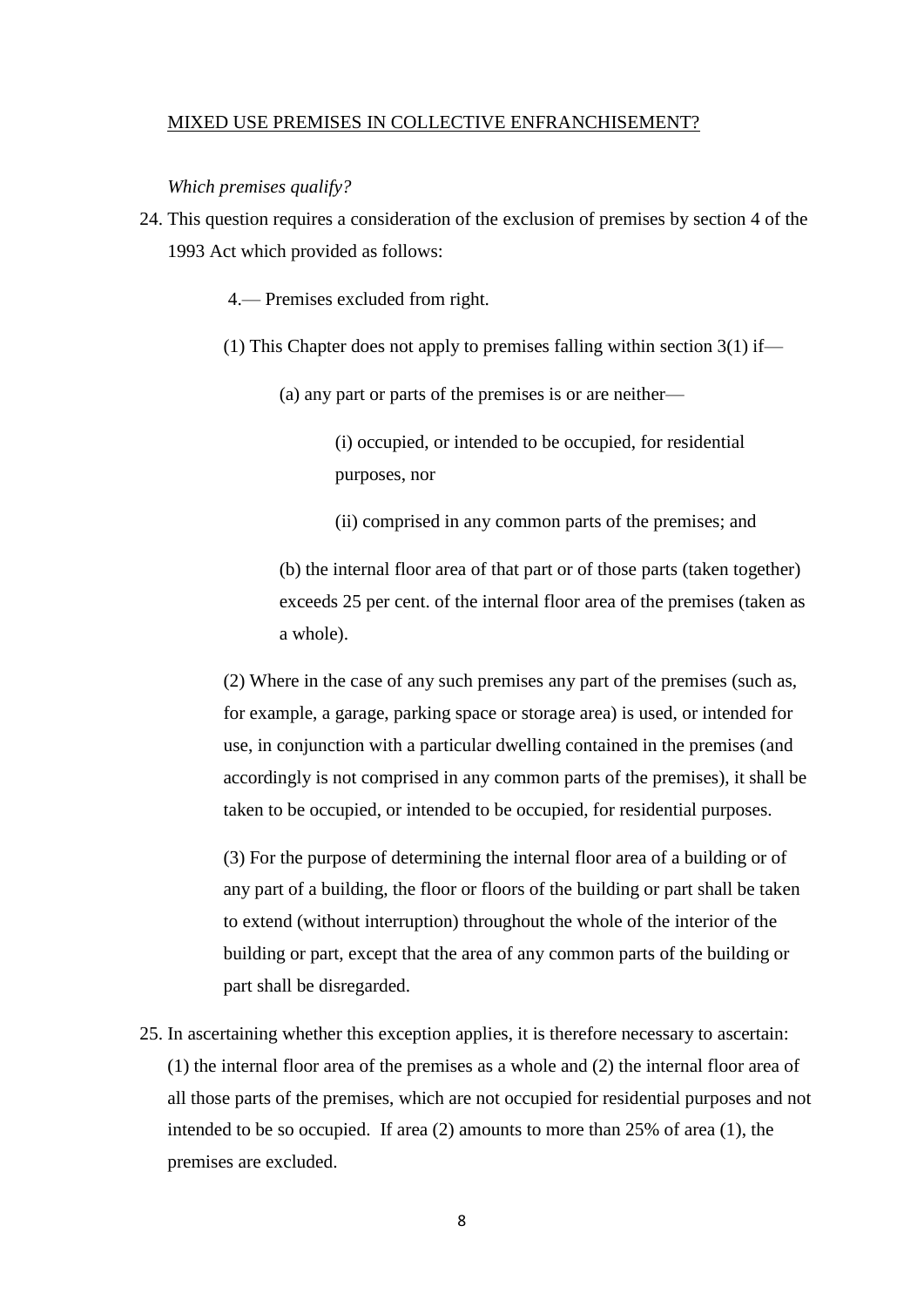<u>MIXED USE PREMISES IN COLLECTIVE ENFRANCHISEMENT?</u>

*Which premises qualify?*

24. This question requires a consideration of the exclusion of premises by section 4 of the 1993 Act which provided as follows:

> 4.— Premises excluded from right.
>
> (1) This Chapter does not apply to premises falling within section 3(1) if—
>
> > (a) any part or parts of the premises is or are neither—
> >
> > > (i) occupied, or intended to be occupied, for residential purposes, nor
> > >
> > > (ii) comprised in any common parts of the premises; and
> >
> > (b) the internal floor area of that part or of those parts (taken together) exceeds 25 per cent. of the internal floor area of the premises (taken as a whole).
>
> (2) Where in the case of any such premises any part of the premises (such as, for example, a garage, parking space or storage area) is used, or intended for use, in conjunction with a particular dwelling contained in the premises (and accordingly is not comprised in any common parts of the premises), it shall be taken to be occupied, or intended to be occupied, for residential purposes.
>
> (3) For the purpose of determining the internal floor area of a building or of any part of a building, the floor or floors of the building or part shall be taken to extend (without interruption) throughout the whole of the interior of the building or part, except that the area of any common parts of the building or part shall be disregarded.

25. In ascertaining whether this exception applies, it is therefore necessary to ascertain: (1) the internal floor area of the premises as a whole and (2) the internal floor area of all those parts of the premises, which are not occupied for residential purposes and not intended to be so occupied. If area (2) amounts to more than 25% of area (1), the premises are excluded.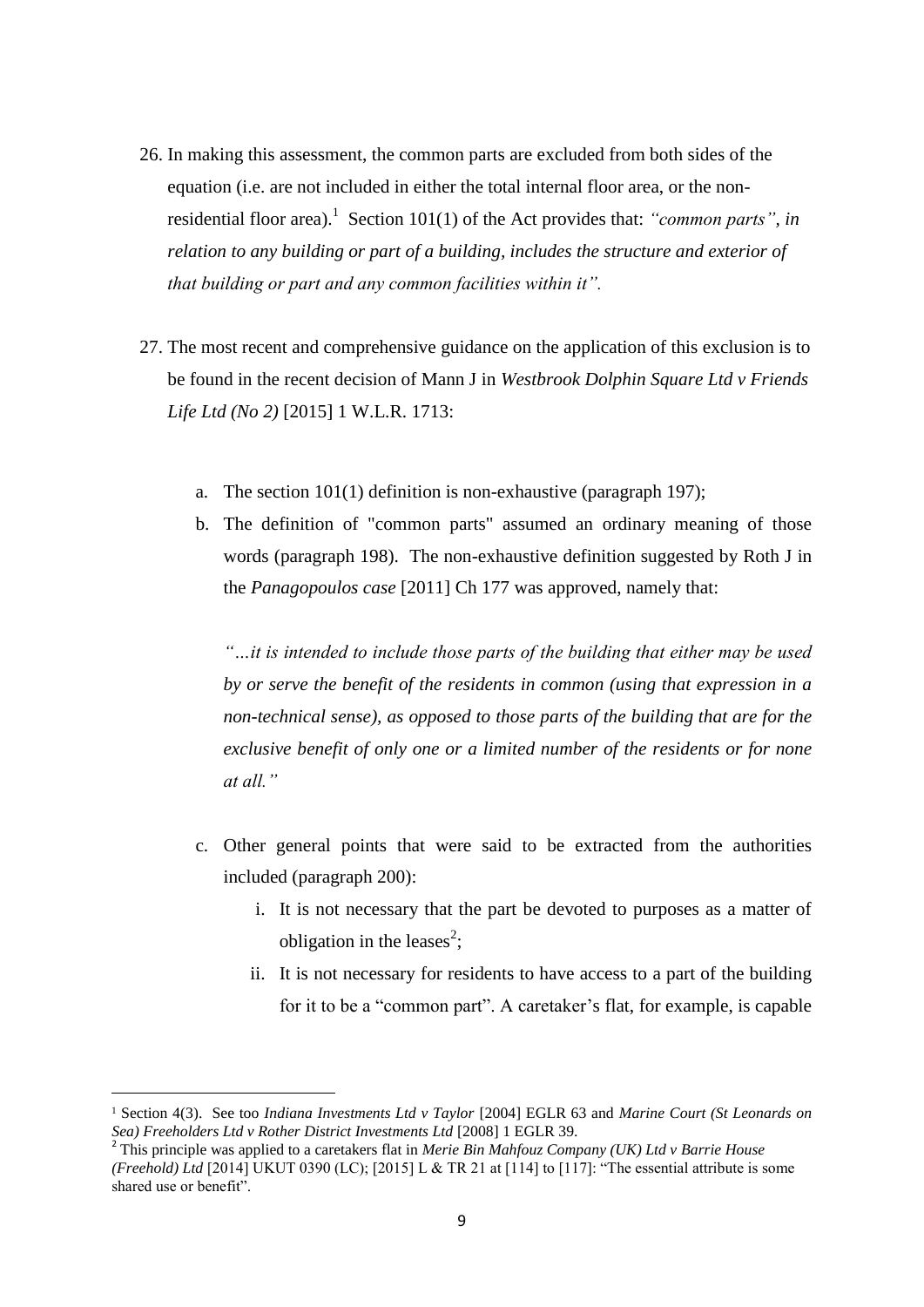26. In making this assessment, the common parts are excluded from both sides of the equation (i.e. are not included in either the total internal floor area, or the non-residential floor area).[1] Section 101(1) of the Act provides that: *"common parts", in relation to any building or part of a building, includes the structure and exterior of that building or part and any common facilities within it".*

27. The most recent and comprehensive guidance on the application of this exclusion is to be found in the recent decision of Mann J in *Westbrook Dolphin Square Ltd v Friends Life Ltd (No 2)* [2015] 1 W.L.R. 1713:

    a. The section 101(1) definition is non-exhaustive (paragraph 197);

    b. The definition of "common parts" assumed an ordinary meaning of those words (paragraph 198). The non-exhaustive definition suggested by Roth J in the *Panagopoulos case* [2011] Ch 177 was approved, namely that:

       *"…it is intended to include those parts of the building that either may be used by or serve the benefit of the residents in common (using that expression in a non-technical sense), as opposed to those parts of the building that are for the exclusive benefit of only one or a limited number of the residents or for none at all."*

    c. Other general points that were said to be extracted from the authorities included (paragraph 200):

       i. It is not necessary that the part be devoted to purposes as a matter of obligation in the leases[2];

       ii. It is not necessary for residents to have access to a part of the building for it to be a "common part". A caretaker's flat, for example, is capable

---

[1] Section 4(3). See too *Indiana Investments Ltd v Taylor* [2004] EGLR 63 and *Marine Court (St Leonards on Sea) Freeholders Ltd v Rother District Investments Ltd* [2008] 1 EGLR 39.

[2] This principle was applied to a caretakers flat in *Merie Bin Mahfouz Company (UK) Ltd v Barrie House (Freehold) Ltd* [2014] UKUT 0390 (LC); [2015] L & TR 21 at [114] to [117]: "The essential attribute is some shared use or benefit".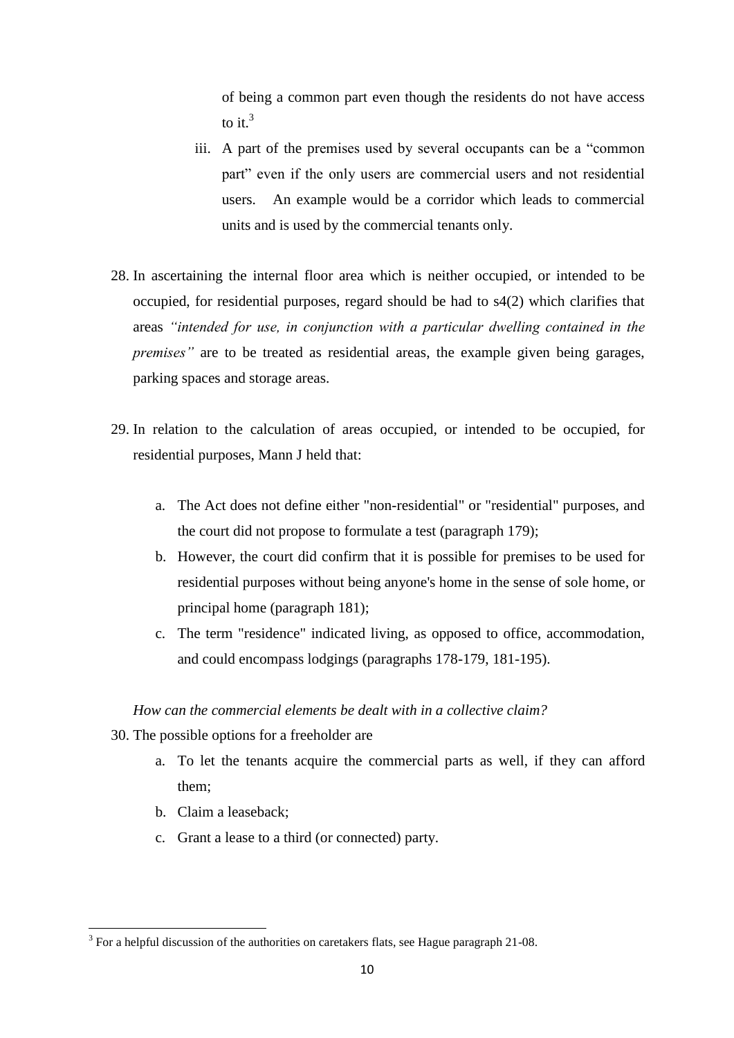of being a common part even though the residents do not have access to it.[3]

iii. A part of the premises used by several occupants can be a "common part" even if the only users are commercial users and not residential users. An example would be a corridor which leads to commercial units and is used by the commercial tenants only.

28. In ascertaining the internal floor area which is neither occupied, or intended to be occupied, for residential purposes, regard should be had to s4(2) which clarifies that areas *"intended for use, in conjunction with a particular dwelling contained in the premises"* are to be treated as residential areas, the example given being garages, parking spaces and storage areas.

29. In relation to the calculation of areas occupied, or intended to be occupied, for residential purposes, Mann J held that:

    a. The Act does not define either "non-residential" or "residential" purposes, and the court did not propose to formulate a test (paragraph 179);
    b. However, the court did confirm that it is possible for premises to be used for residential purposes without being anyone's home in the sense of sole home, or principal home (paragraph 181);
    c. The term "residence" indicated living, as opposed to office, accommodation, and could encompass lodgings (paragraphs 178-179, 181-195).

*How can the commercial elements be dealt with in a collective claim?*

30. The possible options for a freeholder are

    a. To let the tenants acquire the commercial parts as well, if they can afford them;
    b. Claim a leaseback;
    c. Grant a lease to a third (or connected) party.

---

[3] For a helpful discussion of the authorities on caretakers flats, see Hague paragraph 21-08.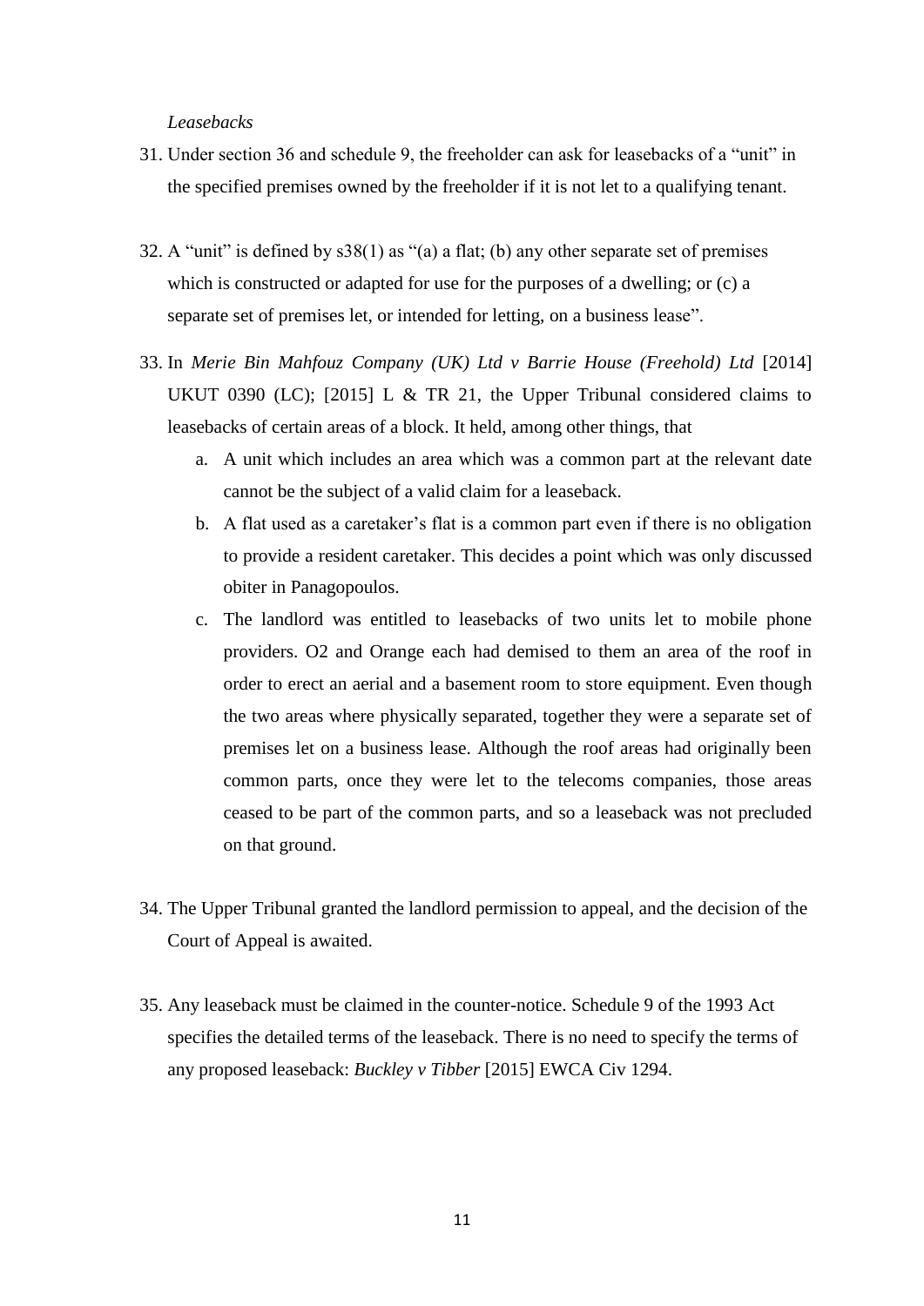*Leasebacks*

31. Under section 36 and schedule 9, the freeholder can ask for leasebacks of a "unit" in the specified premises owned by the freeholder if it is not let to a qualifying tenant.

32. A "unit" is defined by s38(1) as "(a) a flat; (b) any other separate set of premises which is constructed or adapted for use for the purposes of a dwelling; or (c) a separate set of premises let, or intended for letting, on a business lease".

33. In *Merie Bin Mahfouz Company (UK) Ltd v Barrie House (Freehold) Ltd* [2014] UKUT 0390 (LC); [2015] L & TR 21, the Upper Tribunal considered claims to leasebacks of certain areas of a block. It held, among other things, that

    a. A unit which includes an area which was a common part at the relevant date cannot be the subject of a valid claim for a leaseback.

    b. A flat used as a caretaker's flat is a common part even if there is no obligation to provide a resident caretaker. This decides a point which was only discussed obiter in Panagopoulos.

    c. The landlord was entitled to leasebacks of two units let to mobile phone providers. O2 and Orange each had demised to them an area of the roof in order to erect an aerial and a basement room to store equipment. Even though the two areas where physically separated, together they were a separate set of premises let on a business lease. Although the roof areas had originally been common parts, once they were let to the telecoms companies, those areas ceased to be part of the common parts, and so a leaseback was not precluded on that ground.

34. The Upper Tribunal granted the landlord permission to appeal, and the decision of the Court of Appeal is awaited.

35. Any leaseback must be claimed in the counter-notice. Schedule 9 of the 1993 Act specifies the detailed terms of the leaseback. There is no need to specify the terms of any proposed leaseback: *Buckley v Tibber* [2015] EWCA Civ 1294.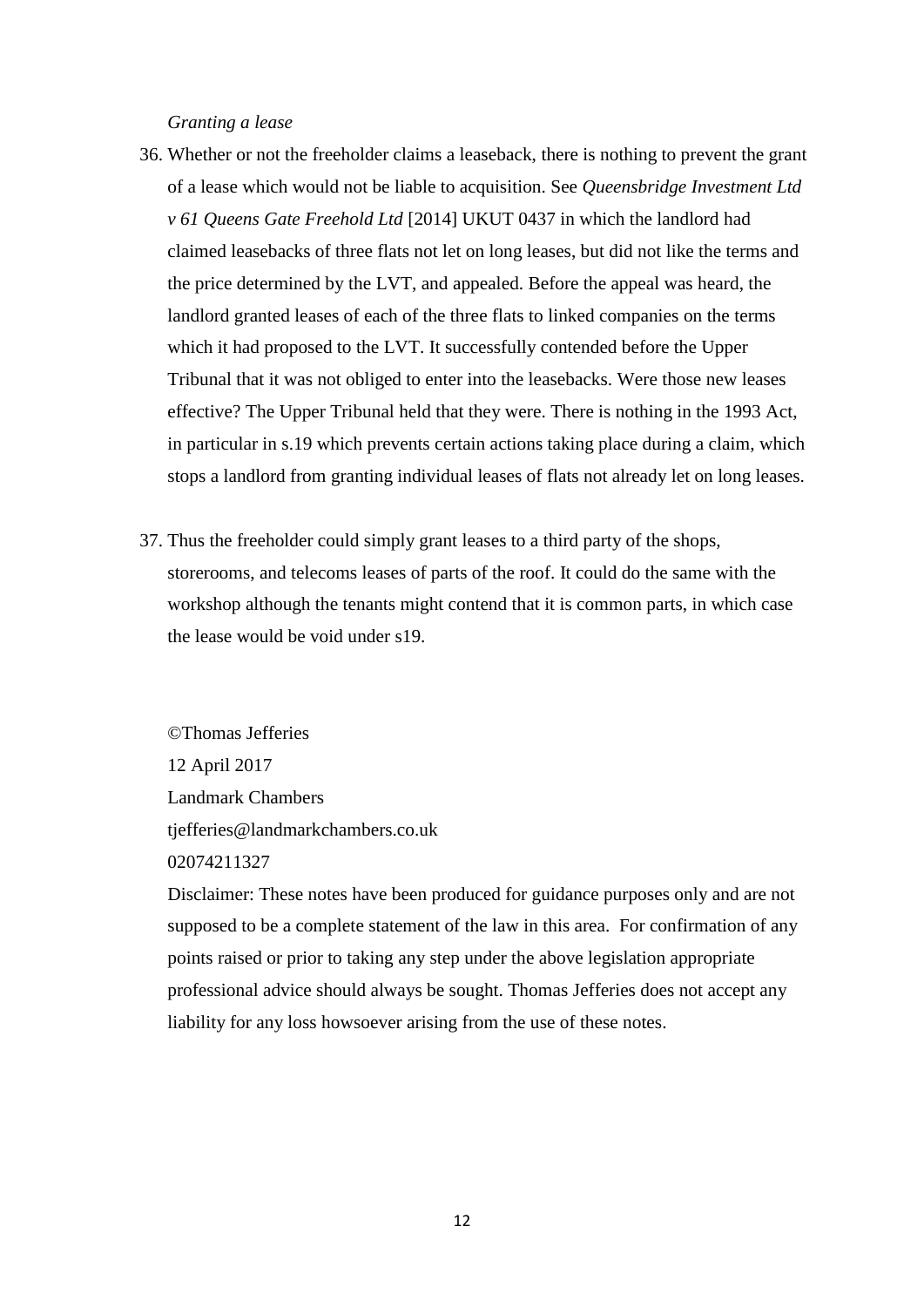*Granting a lease*

36. Whether or not the freeholder claims a leaseback, there is nothing to prevent the grant of a lease which would not be liable to acquisition. See *Queensbridge Investment Ltd v 61 Queens Gate Freehold Ltd* [2014] UKUT 0437 in which the landlord had claimed leasebacks of three flats not let on long leases, but did not like the terms and the price determined by the LVT, and appealed. Before the appeal was heard, the landlord granted leases of each of the three flats to linked companies on the terms which it had proposed to the LVT. It successfully contended before the Upper Tribunal that it was not obliged to enter into the leasebacks. Were those new leases effective? The Upper Tribunal held that they were. There is nothing in the 1993 Act, in particular in s.19 which prevents certain actions taking place during a claim, which stops a landlord from granting individual leases of flats not already let on long leases.

37. Thus the freeholder could simply grant leases to a third party of the shops, storerooms, and telecoms leases of parts of the roof. It could do the same with the workshop although the tenants might contend that it is common parts, in which case the lease would be void under s19.

©Thomas Jefferies

12 April 2017

Landmark Chambers

tjefferies@landmarkchambers.co.uk

02074211327

Disclaimer: These notes have been produced for guidance purposes only and are not supposed to be a complete statement of the law in this area. For confirmation of any points raised or prior to taking any step under the above legislation appropriate professional advice should always be sought. Thomas Jefferies does not accept any liability for any loss howsoever arising from the use of these notes.